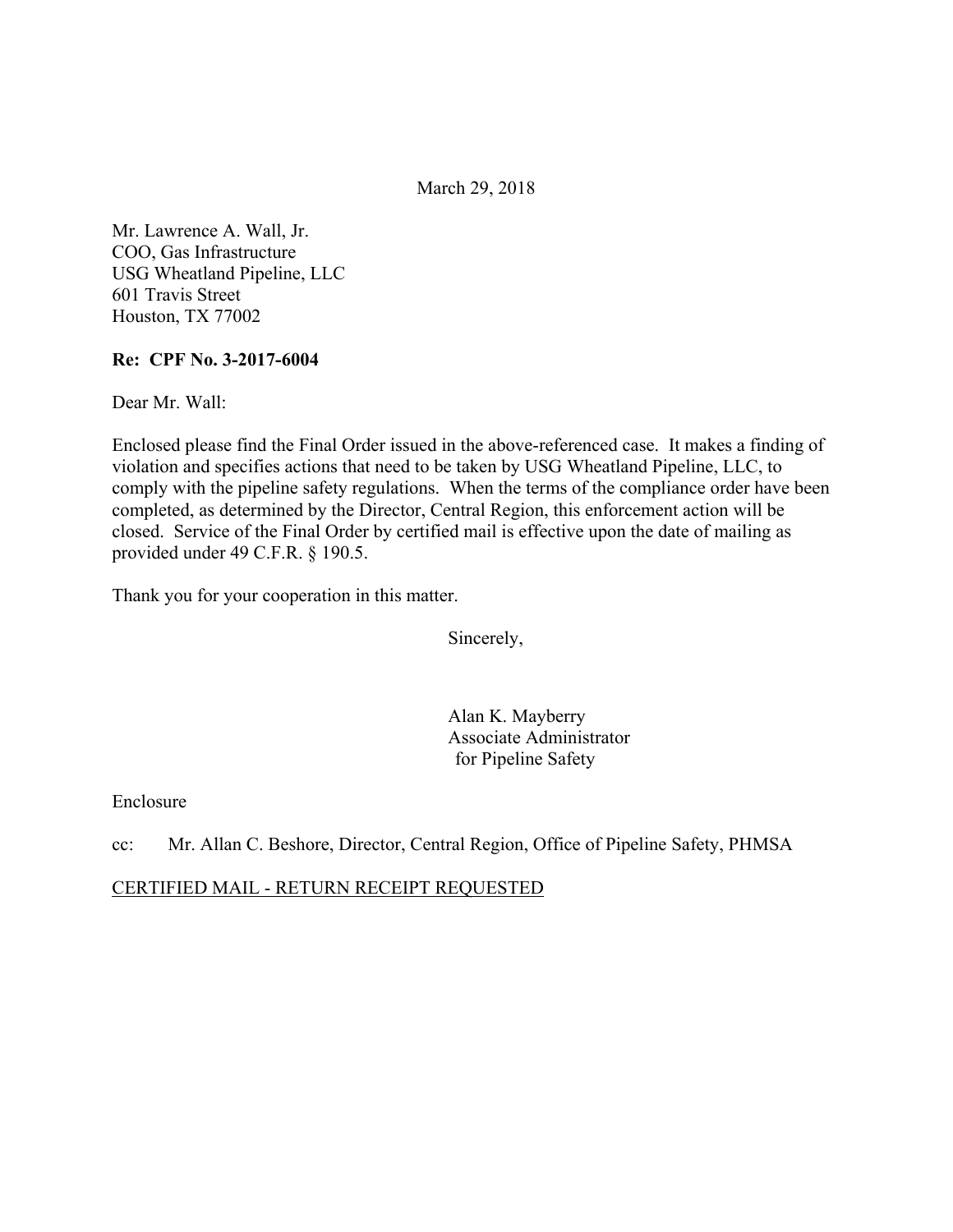March 29, 2018

Mr. Lawrence A. Wall, Jr.
COO, Gas Infrastructure
USG Wheatland Pipeline, LLC
601 Travis Street
Houston, TX 77002

**Re: CPF No. 3-2017-6004**

Dear Mr. Wall:

Enclosed please find the Final Order issued in the above-referenced case. It makes a finding of violation and specifies actions that need to be taken by USG Wheatland Pipeline, LLC, to comply with the pipeline safety regulations. When the terms of the compliance order have been completed, as determined by the Director, Central Region, this enforcement action will be closed. Service of the Final Order by certified mail is effective upon the date of mailing as provided under 49 C.F.R. § 190.5.

Thank you for your cooperation in this matter.

Sincerely,

Alan K. Mayberry
Associate Administrator
for Pipeline Safety

Enclosure

cc: Mr. Allan C. Beshore, Director, Central Region, Office of Pipeline Safety, PHMSA

CERTIFIED MAIL - RETURN RECEIPT REQUESTED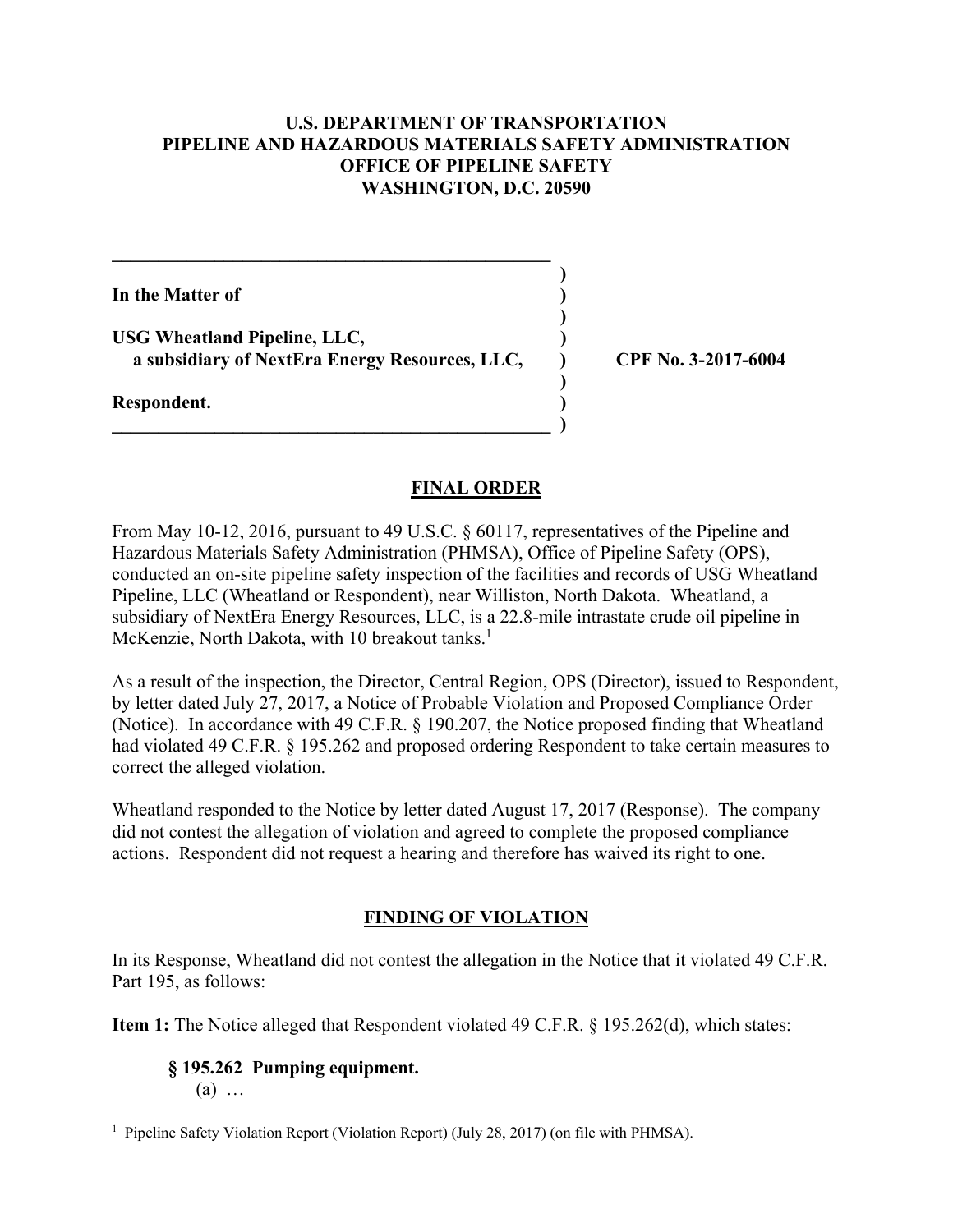**U.S. DEPARTMENT OF TRANSPORTATION**
**PIPELINE AND HAZARDOUS MATERIALS SAFETY ADMINISTRATION**
**OFFICE OF PIPELINE SAFETY**
**WASHINGTON, D.C. 20590**

| | | |
|---|---|---|
| **In the Matter of** | ) | |
| **USG Wheatland Pipeline, LLC,** | ) | |
| **a subsidiary of NextEra Energy Resources, LLC,** | ) | **CPF No. 3-2017-6004** |
| **Respondent.** | ) | |

## FINAL ORDER

From May 10-12, 2016, pursuant to 49 U.S.C. § 60117, representatives of the Pipeline and Hazardous Materials Safety Administration (PHMSA), Office of Pipeline Safety (OPS), conducted an on-site pipeline safety inspection of the facilities and records of USG Wheatland Pipeline, LLC (Wheatland or Respondent), near Williston, North Dakota. Wheatland, a subsidiary of NextEra Energy Resources, LLC, is a 22.8-mile intrastate crude oil pipeline in McKenzie, North Dakota, with 10 breakout tanks.[1]

As a result of the inspection, the Director, Central Region, OPS (Director), issued to Respondent, by letter dated July 27, 2017, a Notice of Probable Violation and Proposed Compliance Order (Notice). In accordance with 49 C.F.R. § 190.207, the Notice proposed finding that Wheatland had violated 49 C.F.R. § 195.262 and proposed ordering Respondent to take certain measures to correct the alleged violation.

Wheatland responded to the Notice by letter dated August 17, 2017 (Response). The company did not contest the allegation of violation and agreed to complete the proposed compliance actions. Respondent did not request a hearing and therefore has waived its right to one.

## FINDING OF VIOLATION

In its Response, Wheatland did not contest the allegation in the Notice that it violated 49 C.F.R. Part 195, as follows:

**Item 1:** The Notice alleged that Respondent violated 49 C.F.R. § 195.262(d), which states:

> **§ 195.262 Pumping equipment.**
> (a) …

[1] Pipeline Safety Violation Report (Violation Report) (July 28, 2017) (on file with PHMSA).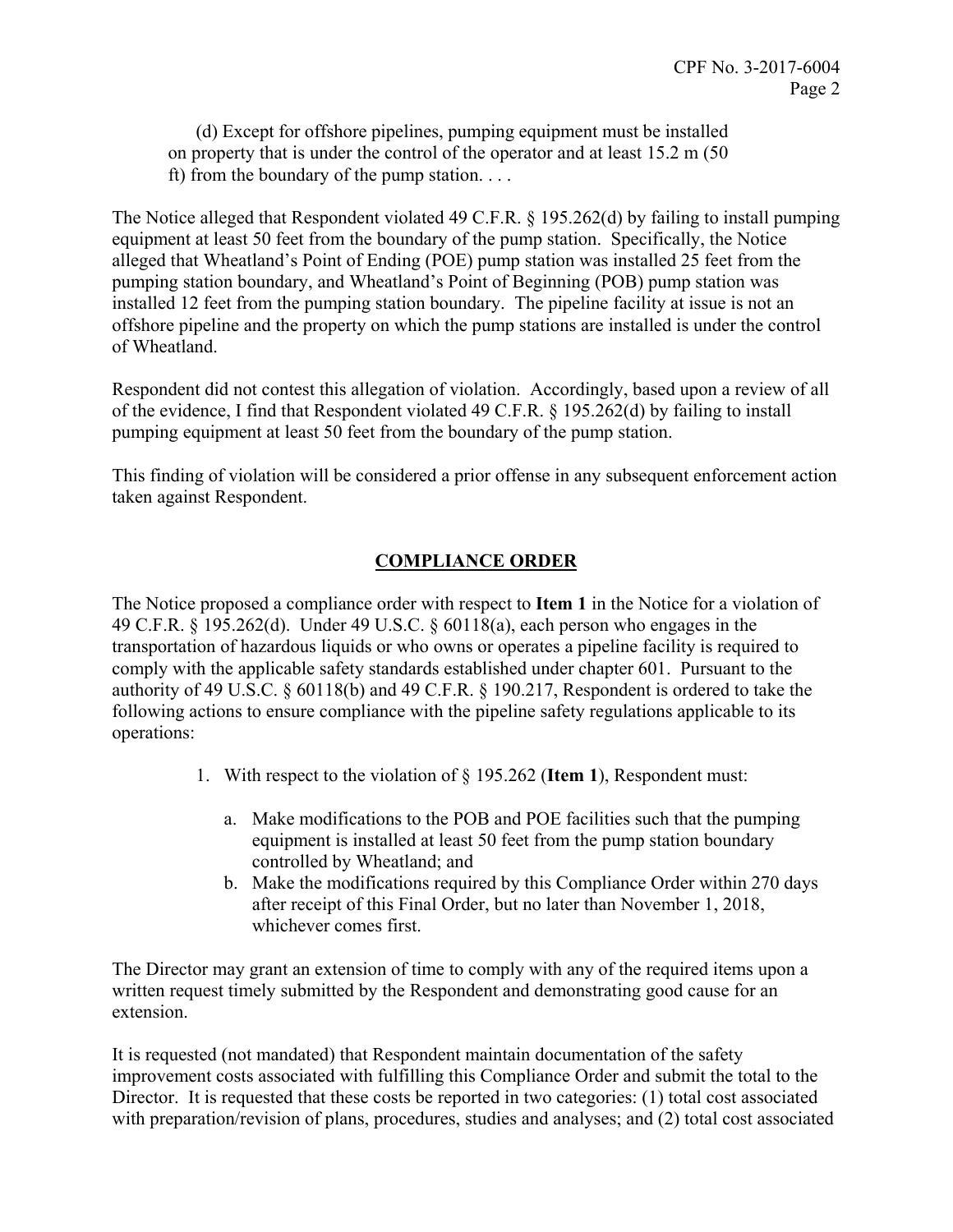(d) Except for offshore pipelines, pumping equipment must be installed on property that is under the control of the operator and at least 15.2 m (50 ft) from the boundary of the pump station. . . .

The Notice alleged that Respondent violated 49 C.F.R. § 195.262(d) by failing to install pumping equipment at least 50 feet from the boundary of the pump station. Specifically, the Notice alleged that Wheatland's Point of Ending (POE) pump station was installed 25 feet from the pumping station boundary, and Wheatland's Point of Beginning (POB) pump station was installed 12 feet from the pumping station boundary. The pipeline facility at issue is not an offshore pipeline and the property on which the pump stations are installed is under the control of Wheatland.

Respondent did not contest this allegation of violation. Accordingly, based upon a review of all of the evidence, I find that Respondent violated 49 C.F.R. § 195.262(d) by failing to install pumping equipment at least 50 feet from the boundary of the pump station.

This finding of violation will be considered a prior offense in any subsequent enforcement action taken against Respondent.

## COMPLIANCE ORDER

The Notice proposed a compliance order with respect to **Item 1** in the Notice for a violation of 49 C.F.R. § 195.262(d). Under 49 U.S.C. § 60118(a), each person who engages in the transportation of hazardous liquids or who owns or operates a pipeline facility is required to comply with the applicable safety standards established under chapter 601. Pursuant to the authority of 49 U.S.C. § 60118(b) and 49 C.F.R. § 190.217, Respondent is ordered to take the following actions to ensure compliance with the pipeline safety regulations applicable to its operations:

1. With respect to the violation of § 195.262 (**Item 1**), Respondent must:

   a. Make modifications to the POB and POE facilities such that the pumping equipment is installed at least 50 feet from the pump station boundary controlled by Wheatland; and

   b. Make the modifications required by this Compliance Order within 270 days after receipt of this Final Order, but no later than November 1, 2018, whichever comes first.

The Director may grant an extension of time to comply with any of the required items upon a written request timely submitted by the Respondent and demonstrating good cause for an extension.

It is requested (not mandated) that Respondent maintain documentation of the safety improvement costs associated with fulfilling this Compliance Order and submit the total to the Director. It is requested that these costs be reported in two categories: (1) total cost associated with preparation/revision of plans, procedures, studies and analyses; and (2) total cost associated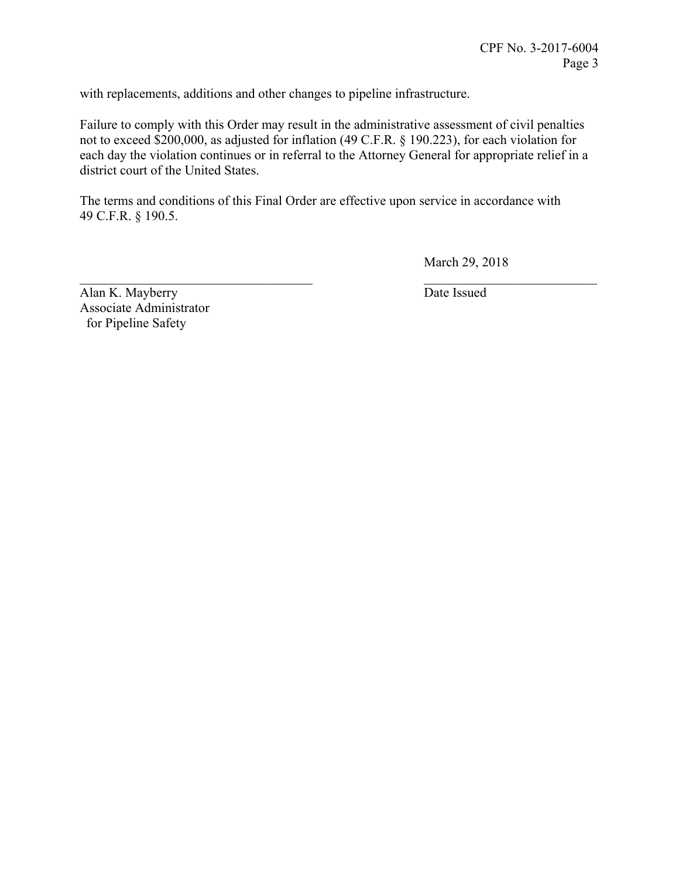with replacements, additions and other changes to pipeline infrastructure.

Failure to comply with this Order may result in the administrative assessment of civil penalties not to exceed $200,000, as adjusted for inflation (49 C.F.R. § 190.223), for each violation for each day the violation continues or in referral to the Attorney General for appropriate relief in a district court of the United States.

The terms and conditions of this Final Order are effective upon service in accordance with 49 C.F.R. § 190.5.

March 29, 2018

\_\_\_\_\_\_\_\_\_\_\_\_\_\_\_\_\_\_\_\_\_\_\_\_\_\_\_\_\_\_\_\_\_\_\_\_\_\_\_\_\_\_\_\_\_\_\_\_\_\_\_\_\_\_\_\_\_\_\_\_\_\_\_\_\_\_\_\_\_\_\_\_\_\_\_\_\_\_\_\_\_\_\_\_

Alan K. Mayberry
Associate Administrator
for Pipeline Safety

Date Issued